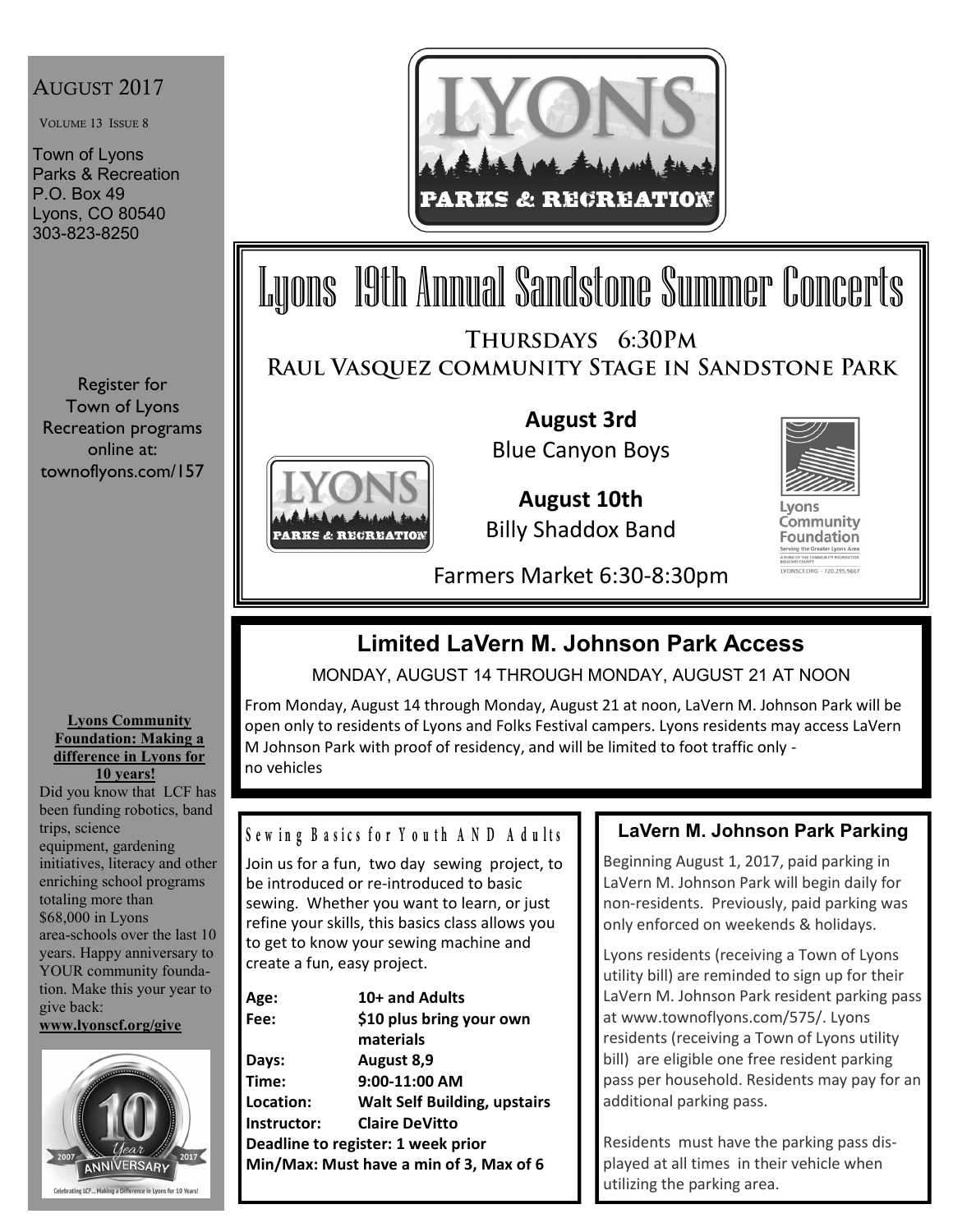AUGUST 2017

VOLUME 13 ISSUE 8

Town of Lyons
Parks & Recreation
P.O. Box 49
Lyons, CO 80540
303-823-8250

Register for Town of Lyons Recreation programs online at: townoflyons.com/157

**Lyons Community Foundation: Making a difference in Lyons for 10 years!**

Did you know that LCF has been funding robotics, band trips, science equipment, gardening initiatives, literacy and other enriching school programs totaling more than $68,000 in Lyons area-schools over the last 10 years. Happy anniversary to YOUR community foundation. Make this your year to give back: **www.lyonscf.org/give**

LYONS PARKS & RECREATION

# Lyons 19th Annual Sandstone Summer Concerts

## Thursdays 6:30Pm
## Raul Vasquez community Stage in Sandstone Park

**August 3rd**
Blue Canyon Boys

**August 10th**
Billy Shaddox Band

Farmers Market 6:30-8:30pm

Lyons Community Foundation
Serving the Greater Lyons Area
LYONSCF.ORG - 720.295.9667

## Limited LaVern M. Johnson Park Access

MONDAY, AUGUST 14 THROUGH MONDAY, AUGUST 21 AT NOON

From Monday, August 14 through Monday, August 21 at noon, LaVern M. Johnson Park will be open only to residents of Lyons and Folks Festival campers. Lyons residents may access LaVern M Johnson Park with proof of residency, and will be limited to foot traffic only - no vehicles

## Sewing Basics for Youth AND Adults

Join us for a fun, two day sewing project, to be introduced or re-introduced to basic sewing. Whether you want to learn, or just refine your skills, this basics class allows you to get to know your sewing machine and create a fun, easy project.

**Age:** **10+ and Adults**
**Fee:** **$10 plus bring your own materials**
**Days:** **August 8,9**
**Time:** **9:00-11:00 AM**
**Location:** **Walt Self Building, upstairs**
**Instructor:** **Claire DeVitto**
**Deadline to register: 1 week prior**
**Min/Max: Must have a min of 3, Max of 6**

## LaVern M. Johnson Park Parking

Beginning August 1, 2017, paid parking in LaVern M. Johnson Park will begin daily for non-residents. Previously, paid parking was only enforced on weekends & holidays.

Lyons residents (receiving a Town of Lyons utility bill) are reminded to sign up for their LaVern M. Johnson Park resident parking pass at www.townoflyons.com/575/. Lyons residents (receiving a Town of Lyons utility bill) are eligible one free resident parking pass per household. Residents may pay for an additional parking pass.

Residents must have the parking pass displayed at all times in their vehicle when utilizing the parking area.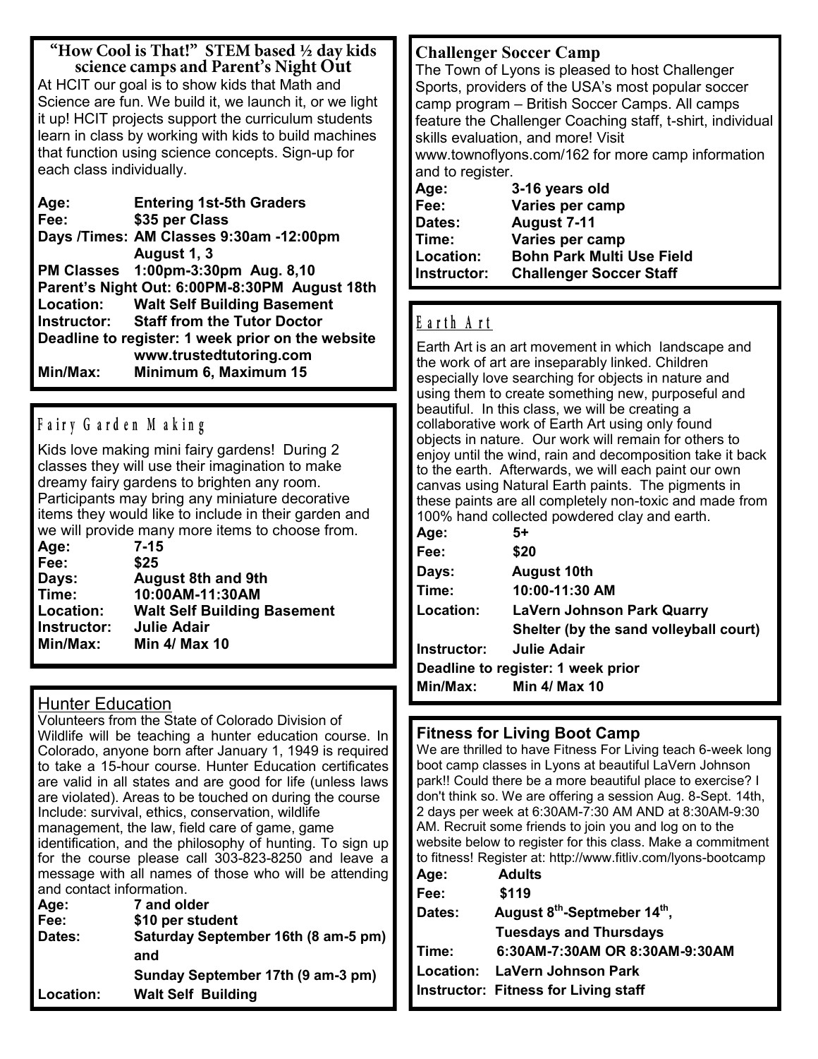## "How Cool is That!" STEM based ½ day kids science camps and Parent's Night Out

At HCIT our goal is to show kids that Math and Science are fun. We build it, we launch it, or we light it up! HCIT projects support the curriculum students learn in class by working with kids to build machines that function using science concepts. Sign-up for each class individually.

**Age:** Entering 1st-5th Graders
**Fee:** $35 per Class
**Days /Times:** AM Classes 9:30am -12:00pm August 1, 3
**PM Classes** 1:00pm-3:30pm Aug. 8,10
**Parent's Night Out:** 6:00PM-8:30PM August 18th
**Location:** Walt Self Building Basement
**Instructor:** Staff from the Tutor Doctor
**Deadline to register:** 1 week prior on the website www.trustedtutoring.com
**Min/Max:** Minimum 6, Maximum 15

## Fairy Garden Making

Kids love making mini fairy gardens! During 2 classes they will use their imagination to make dreamy fairy gardens to brighten any room. Participants may bring any miniature decorative items they would like to include in their garden and we will provide many more items to choose from.

**Age:** 7-15
**Fee:** $25
**Days:** August 8th and 9th
**Time:** 10:00AM-11:30AM
**Location:** Walt Self Building Basement
**Instructor:** Julie Adair
**Min/Max:** Min 4/ Max 10

## Hunter Education

Volunteers from the State of Colorado Division of Wildlife will be teaching a hunter education course. In Colorado, anyone born after January 1, 1949 is required to take a 15-hour course. Hunter Education certificates are valid in all states and are good for life (unless laws are violated). Areas to be touched on during the course Include: survival, ethics, conservation, wildlife management, the law, field care of game, game identification, and the philosophy of hunting. To sign up for the course please call 303-823-8250 and leave a message with all names of those who will be attending and contact information.

**Age:** 7 and older
**Fee:** $10 per student
**Dates:** Saturday September 16th (8 am-5 pm) and Sunday September 17th (9 am-3 pm)
**Location:** Walt Self Building

## Challenger Soccer Camp

The Town of Lyons is pleased to host Challenger Sports, providers of the USA's most popular soccer camp program – British Soccer Camps. All camps feature the Challenger Coaching staff, t-shirt, individual skills evaluation, and more! Visit www.townoflyons.com/162 for more camp information and to register.

**Age:** 3-16 years old
**Fee:** Varies per camp
**Dates:** August 7-11
**Time:** Varies per camp
**Location:** Bohn Park Multi Use Field
**Instructor:** Challenger Soccer Staff

## Earth Art

Earth Art is an art movement in which landscape and the work of art are inseparably linked. Children especially love searching for objects in nature and using them to create something new, purposeful and beautiful. In this class, we will be creating a collaborative work of Earth Art using only found objects in nature. Our work will remain for others to enjoy until the wind, rain and decomposition take it back to the earth. Afterwards, we will each paint our own canvas using Natural Earth paints. The pigments in these paints are all completely non-toxic and made from 100% hand collected powdered clay and earth.

**Age:** 5+
**Fee:** $20
**Days:** August 10th
**Time:** 10:00-11:30 AM
**Location:** LaVern Johnson Park Quarry Shelter (by the sand volleyball court)
**Instructor:** Julie Adair
**Deadline to register:** 1 week prior
**Min/Max:** Min 4/ Max 10

## Fitness for Living Boot Camp

We are thrilled to have Fitness For Living teach 6-week long boot camp classes in Lyons at beautiful LaVern Johnson park!! Could there be a more beautiful place to exercise? I don't think so. We are offering a session Aug. 8-Sept. 14th, 2 days per week at 6:30AM-7:30 AM AND at 8:30AM-9:30 AM. Recruit some friends to join you and log on to the website below to register for this class. Make a commitment to fitness! Register at: http://www.fitliv.com/lyons-bootcamp

**Age:** Adults
**Fee:** $119
**Dates:** August 8th-Septmeber 14th, Tuesdays and Thursdays
**Time:** 6:30AM-7:30AM OR 8:30AM-9:30AM
**Location:** LaVern Johnson Park
**Instructor:** Fitness for Living staff